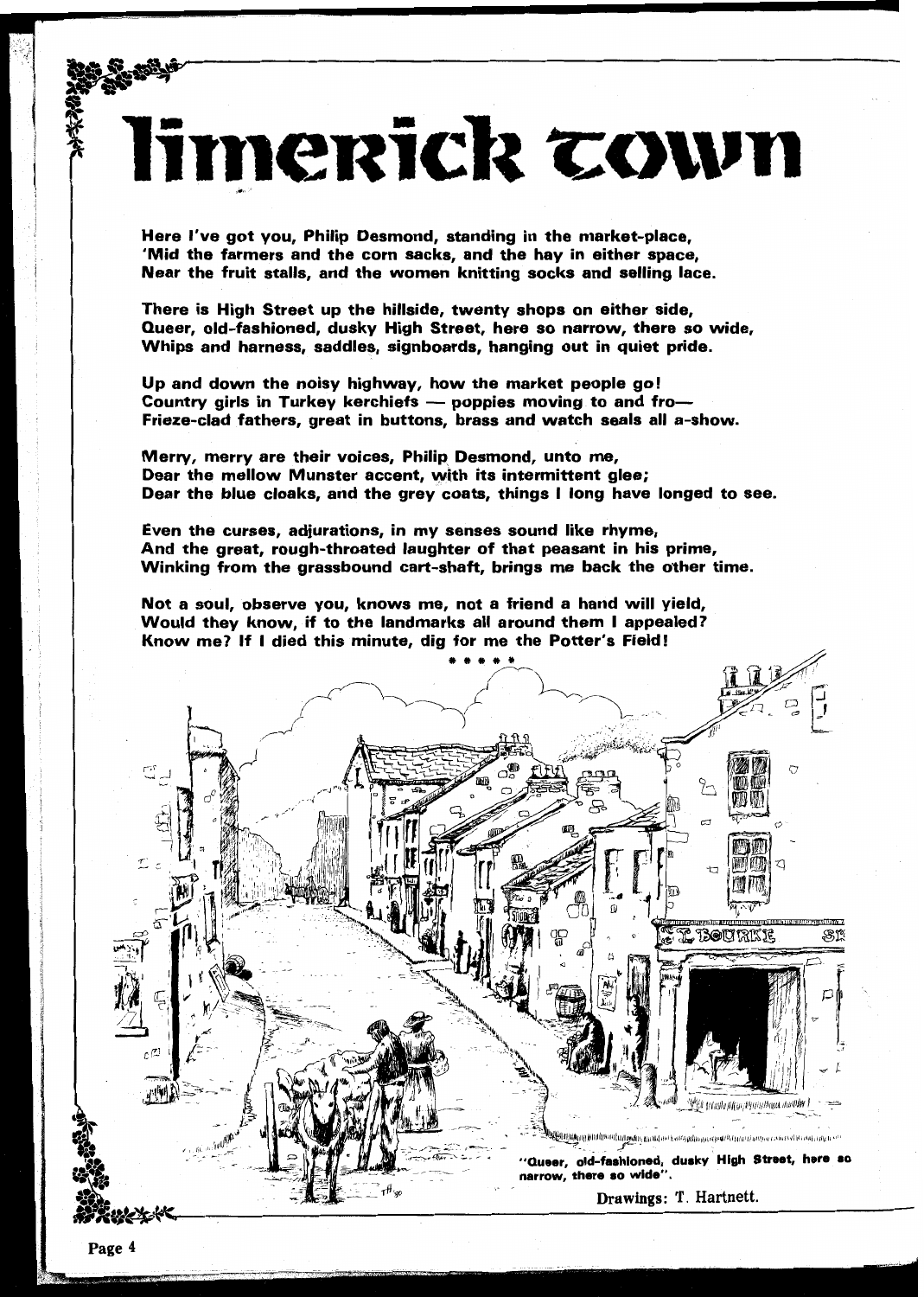# limerick town

Here I've got you, Philip Desmond, standing in the market-place,
'Mid the farmers and the corn sacks, and the hay in either space,
Near the fruit stalls, and the women knitting socks and selling lace.

There is High Street up the hillside, twenty shops on either side,
Queer, old-fashioned, dusky High Street, here so narrow, there so wide,
Whips and harness, saddles, signboards, hanging out in quiet pride.

Up and down the noisy highway, how the market people go!
Country girls in Turkey kerchiefs — poppies moving to and fro—
Frieze-clad fathers, great in buttons, brass and watch seals all a-show.

Merry, merry are their voices, Philip Desmond, unto me,
Dear the mellow Munster accent, with its intermittent glee;
Dear the blue cloaks, and the grey coats, things I long have longed to see.

Even the curses, adjurations, in my senses sound like rhyme,
And the great, rough-throated laughter of that peasant in his prime,
Winking from the grassbound cart-shaft, brings me back the other time.

Not a soul, observe you, knows me, not a friend a hand will yield,
Would they know, if to the landmarks all around them I appealed?
Know me? If I died this minute, dig for me the Potter's Field!

\* \* \* \* \*

"Queer, old-fashioned, dusky High Street, here so narrow, there so wide".

Drawings: T. Hartnett.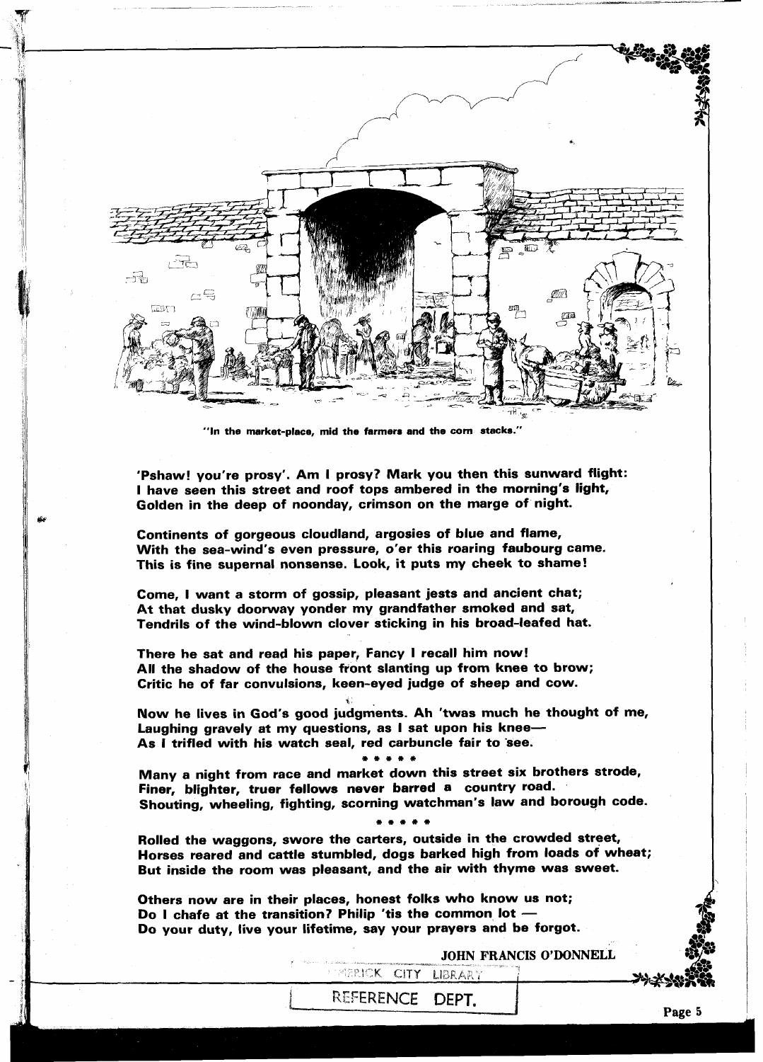"In the market-place, mid the farmers and the corn stacks."

'Pshaw! you're prosy'. Am I prosy? Mark you then this sunward flight:
I have seen this street and roof tops ambered in the morning's light,
Golden in the deep of noonday, crimson on the marge of night.

Continents of gorgeous cloudland, argosies of blue and flame,
With the sea-wind's even pressure, o'er this roaring faubourg came.
This is fine supernal nonsense. Look, it puts my cheek to shame!

Come, I want a storm of gossip, pleasant jests and ancient chat;
At that dusky doorway yonder my grandfather smoked and sat,
Tendrils of the wind-blown clover sticking in his broad-leafed hat.

There he sat and read his paper, Fancy I recall him now!
All the shadow of the house front slanting up from knee to brow;
Critic he of far convulsions, keen-eyed judge of sheep and cow.

Now he lives in God's good judgments. Ah 'twas much he thought of me,
Laughing gravely at my questions, as I sat upon his knee—
As I trifled with his watch seal, red carbuncle fair to see.

\* \* \* \* \*

Many a night from race and market down this street six brothers strode,
Finer, blighter, truer fellows never barred a country road.
Shouting, wheeling, fighting, scorning watchman's law and borough code.

\* \* \* \* \*

Rolled the waggons, swore the carters, outside in the crowded street,
Horses reared and cattle stumbled, dogs barked high from loads of wheat;
But inside the room was pleasant, and the air with thyme was sweet.

Others now are in their places, honest folks who know us not;
Do I chafe at the transition? Philip 'tis the common lot —
Do your duty, live your lifetime, say your prayers and be forgot.

JOHN FRANCIS O'DONNELL

LIMERICK CITY LIBRARY
REFERENCE DEPT.